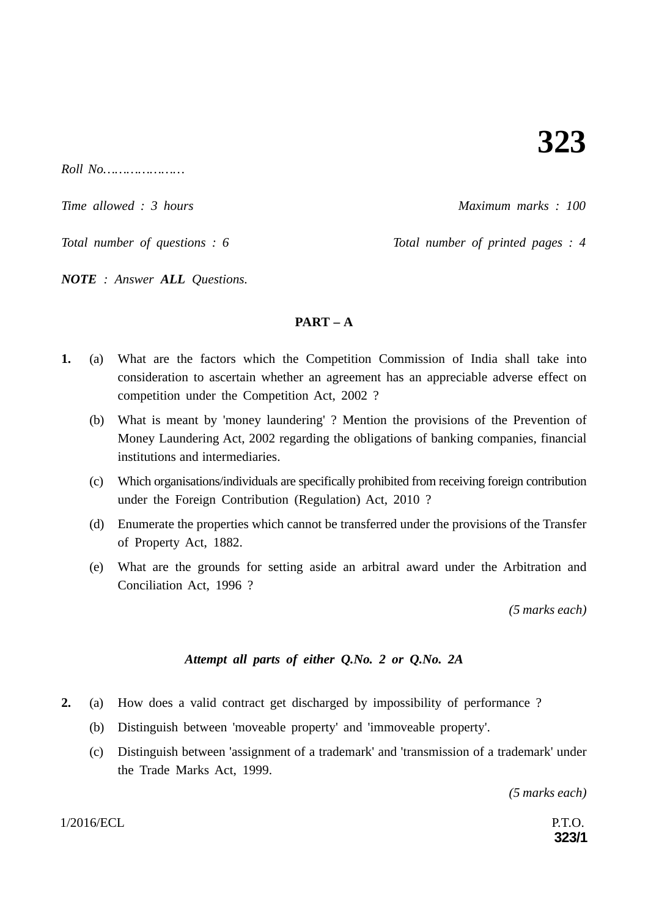# 323

*Roll No……………….*

*Time allowed : 3 hours* *Maximum marks : 100*

*Total number of questions : 6* *Total number of printed pages : 4*

***NOTE*** *: Answer* ***ALL*** *Questions.*

## PART – A

**1.** (a) What are the factors which the Competition Commission of India shall take into consideration to ascertain whether an agreement has an appreciable adverse effect on competition under the Competition Act, 2002 ?

(b) What is meant by 'money laundering' ? Mention the provisions of the Prevention of Money Laundering Act, 2002 regarding the obligations of banking companies, financial institutions and intermediaries.

(c) Which organisations/individuals are specifically prohibited from receiving foreign contribution under the Foreign Contribution (Regulation) Act, 2010 ?

(d) Enumerate the properties which cannot be transferred under the provisions of the Transfer of Property Act, 1882.

(e) What are the grounds for setting aside an arbitral award under the Arbitration and Conciliation Act, 1996 ?

*(5 marks each)*

***Attempt all parts of either Q.No. 2 or Q.No. 2A***

**2.** (a) How does a valid contract get discharged by impossibility of performance ?

(b) Distinguish between 'moveable property' and 'immoveable property'.

(c) Distinguish between 'assignment of a trademark' and 'transmission of a trademark' under the Trade Marks Act, 1999.

*(5 marks each)*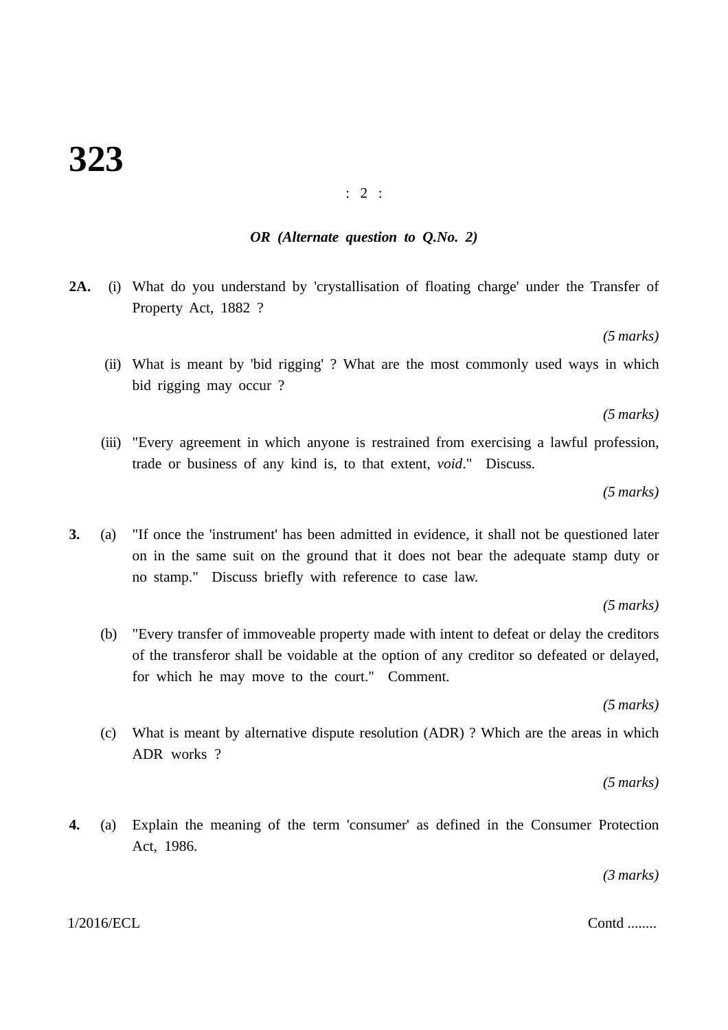*OR (Alternate question to Q.No. 2)*

**2A.** (i) What do you understand by 'crystallisation of floating charge' under the Transfer of Property Act, 1882 ?

*(5 marks)*

(ii) What is meant by 'bid rigging' ? What are the most commonly used ways in which bid rigging may occur ?

*(5 marks)*

(iii) "Every agreement in which anyone is restrained from exercising a lawful profession, trade or business of any kind is, to that extent, *void*." Discuss.

*(5 marks)*

**3.** (a) "If once the 'instrument' has been admitted in evidence, it shall not be questioned later on in the same suit on the ground that it does not bear the adequate stamp duty or no stamp." Discuss briefly with reference to case law.

*(5 marks)*

(b) "Every transfer of immoveable property made with intent to defeat or delay the creditors of the transferor shall be voidable at the option of any creditor so defeated or delayed, for which he may move to the court." Comment.

*(5 marks)*

(c) What is meant by alternative dispute resolution (ADR) ? Which are the areas in which ADR works ?

*(5 marks)*

**4.** (a) Explain the meaning of the term 'consumer' as defined in the Consumer Protection Act, 1986.

*(3 marks)*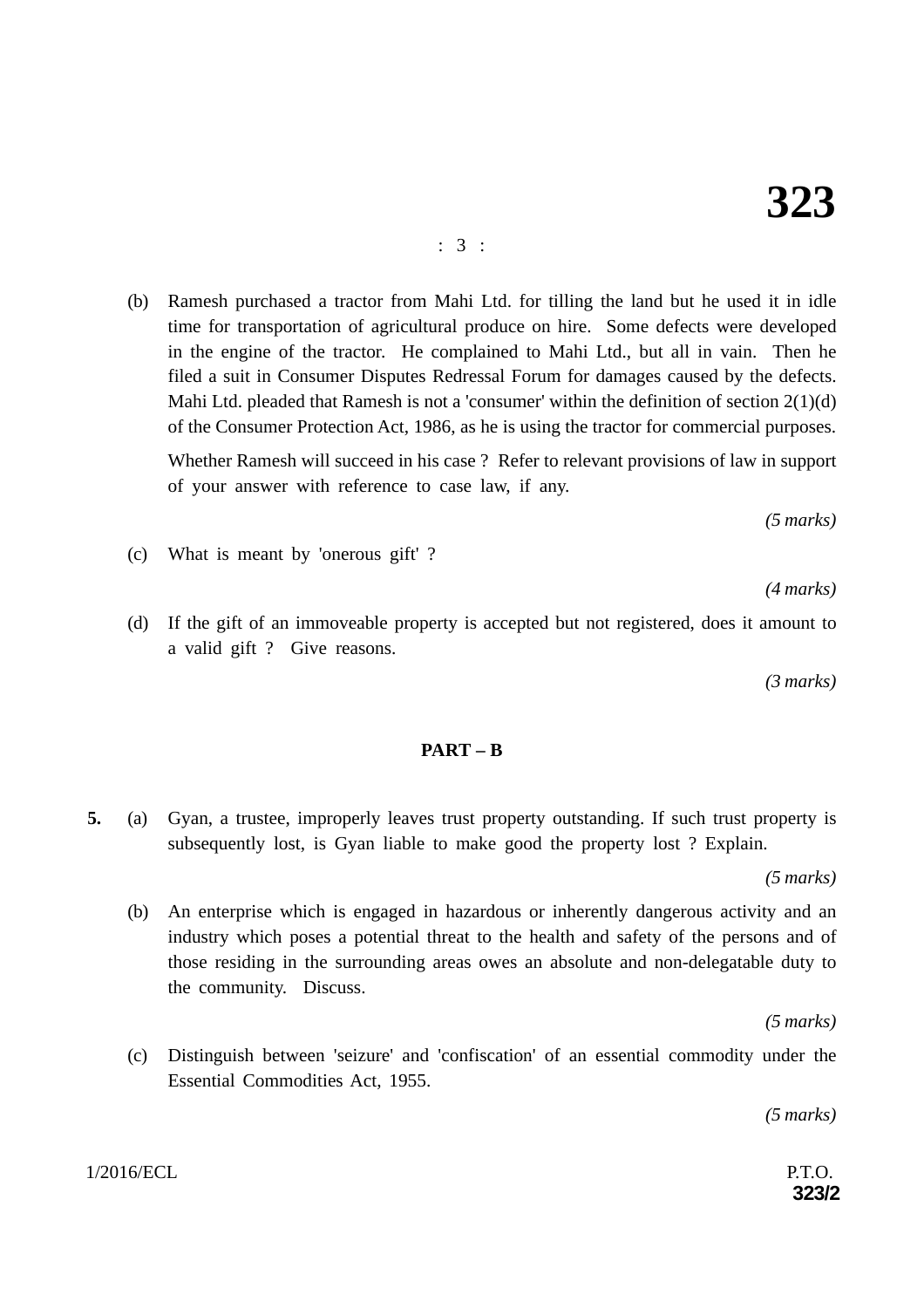(b) Ramesh purchased a tractor from Mahi Ltd. for tilling the land but he used it in idle time for transportation of agricultural produce on hire. Some defects were developed in the engine of the tractor. He complained to Mahi Ltd., but all in vain. Then he filed a suit in Consumer Disputes Redressal Forum for damages caused by the defects. Mahi Ltd. pleaded that Ramesh is not a 'consumer' within the definition of section 2(1)(d) of the Consumer Protection Act, 1986, as he is using the tractor for commercial purposes.

Whether Ramesh will succeed in his case ? Refer to relevant provisions of law in support of your answer with reference to case law, if any.

*(5 marks)*

(c) What is meant by 'onerous gift' ?

*(4 marks)*

(d) If the gift of an immoveable property is accepted but not registered, does it amount to a valid gift ? Give reasons.

*(3 marks)*

## PART – B

**5.** (a) Gyan, a trustee, improperly leaves trust property outstanding. If such trust property is subsequently lost, is Gyan liable to make good the property lost ? Explain.

*(5 marks)*

(b) An enterprise which is engaged in hazardous or inherently dangerous activity and an industry which poses a potential threat to the health and safety of the persons and of those residing in the surrounding areas owes an absolute and non-delegatable duty to the community. Discuss.

*(5 marks)*

(c) Distinguish between 'seizure' and 'confiscation' of an essential commodity under the Essential Commodities Act, 1955.

*(5 marks)*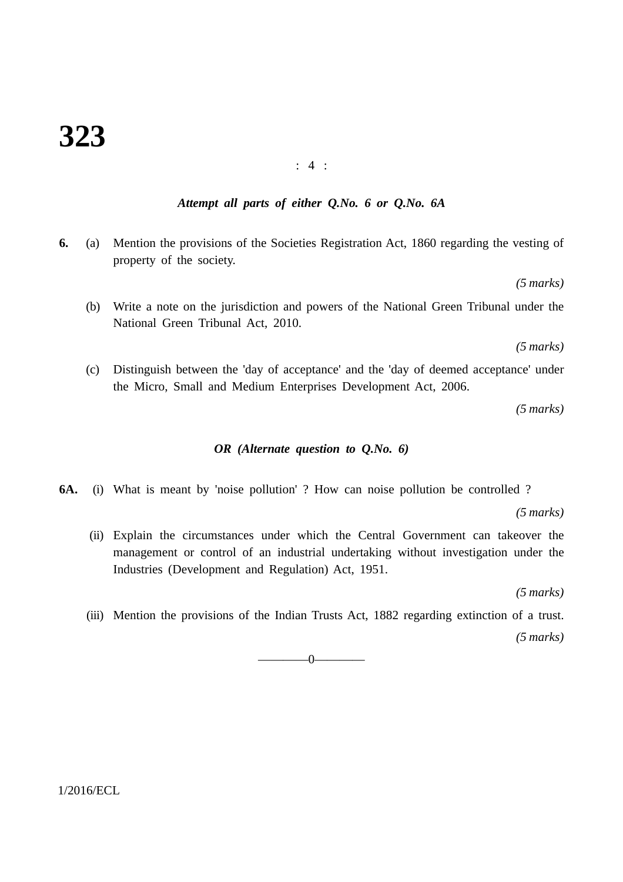*Attempt all parts of either Q.No. 6 or Q.No. 6A*

**6.** (a) Mention the provisions of the Societies Registration Act, 1860 regarding the vesting of property of the society.

*(5 marks)*

(b) Write a note on the jurisdiction and powers of the National Green Tribunal under the National Green Tribunal Act, 2010.

*(5 marks)*

(c) Distinguish between the 'day of acceptance' and the 'day of deemed acceptance' under the Micro, Small and Medium Enterprises Development Act, 2006.

*(5 marks)*

***OR (Alternate question to Q.No. 6)***

**6A.** (i) What is meant by 'noise pollution' ? How can noise pollution be controlled ?

*(5 marks)*

(ii) Explain the circumstances under which the Central Government can takeover the management or control of an industrial undertaking without investigation under the Industries (Development and Regulation) Act, 1951.

*(5 marks)*

(iii) Mention the provisions of the Indian Trusts Act, 1882 regarding extinction of a trust.

*(5 marks)*

————0————